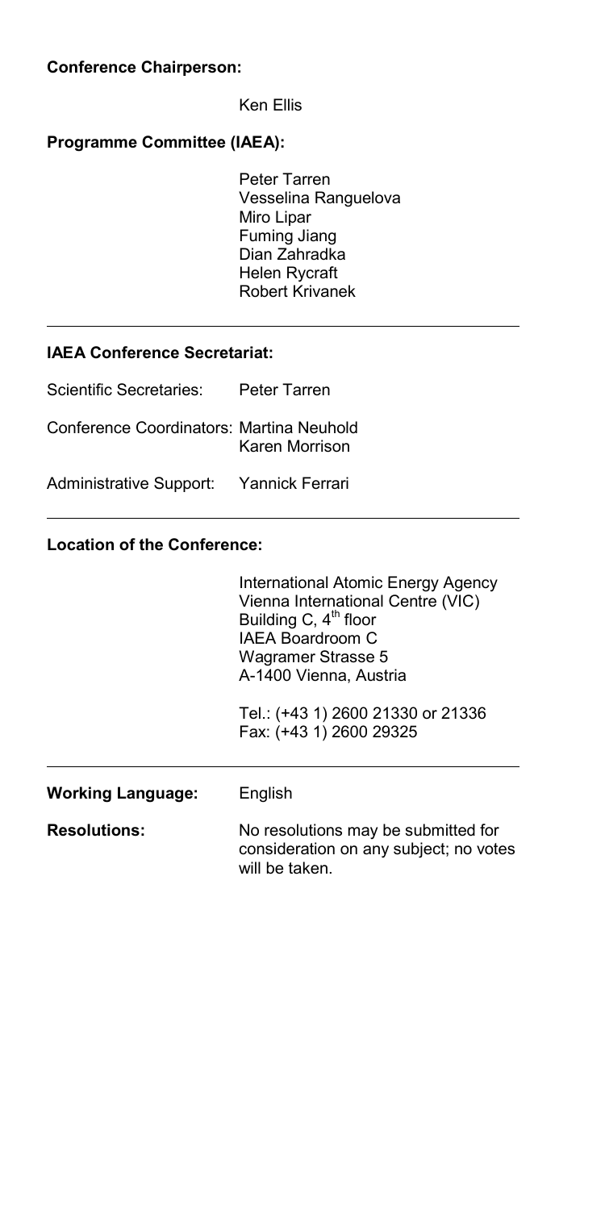**Conference Chairperson:**

Ken Ellis

**Programme Committee (IAEA):**

Peter Tarren
Vesselina Ranguelova
Miro Lipar
Fuming Jiang
Dian Zahradka
Helen Rycraft
Robert Krivanek

---

**IAEA Conference Secretariat:**

| | |
|---|---|
| Scientific Secretaries: | Peter Tarren |
| Conference Coordinators: | Martina Neuhold<br>Karen Morrison |
| Administrative Support: | Yannick Ferrari |

---

**Location of the Conference:**

International Atomic Energy Agency
Vienna International Centre (VIC)
Building C, 4th floor
IAEA Boardroom C
Wagramer Strasse 5
A-1400 Vienna, Austria

Tel.: (+43 1) 2600 21330 or 21336
Fax: (+43 1) 2600 29325

---

**Working Language:** English

**Resolutions:** No resolutions may be submitted for consideration on any subject; no votes will be taken.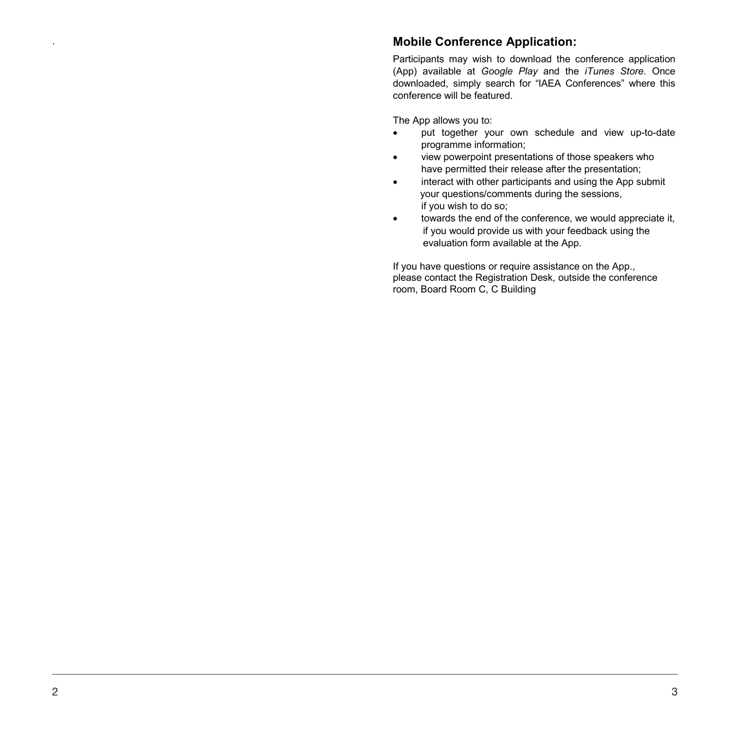## Mobile Conference Application:

Participants may wish to download the conference application (App) available at *Google Play* and the *iTunes Store*. Once downloaded, simply search for "IAEA Conferences" where this conference will be featured.

The App allows you to:

- put together your own schedule and view up-to-date programme information;
- view powerpoint presentations of those speakers who have permitted their release after the presentation;
- interact with other participants and using the App submit your questions/comments during the sessions, if you wish to do so;
- towards the end of the conference, we would appreciate it, if you would provide us with your feedback using the evaluation form available at the App.

If you have questions or require assistance on the App., please contact the Registration Desk, outside the conference room, Board Room C, C Building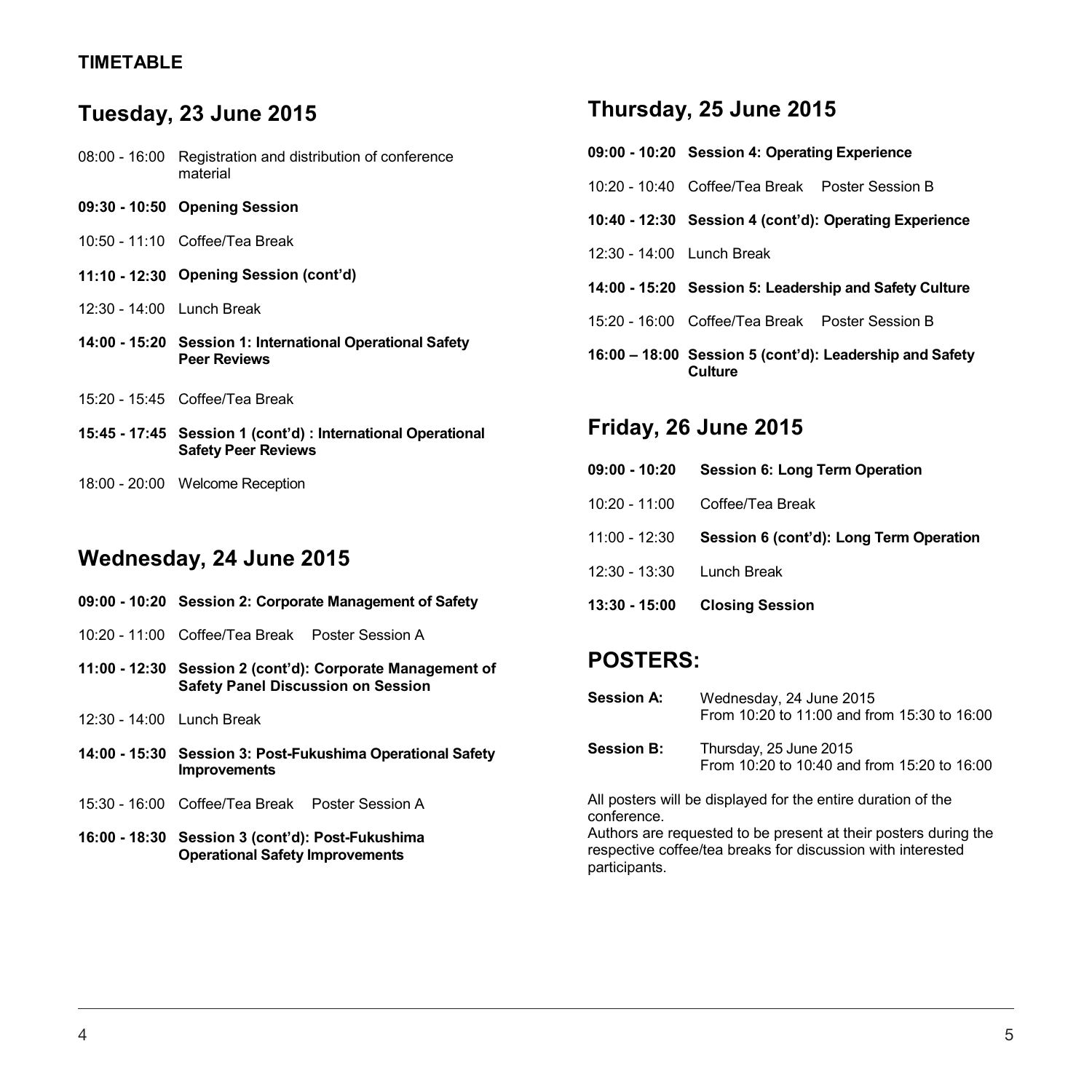**TIMETABLE**

## Tuesday, 23 June 2015

08:00 - 16:00 Registration and distribution of conference material

**09:30 - 10:50 Opening Session**

10:50 - 11:10 Coffee/Tea Break

**11:10 - 12:30 Opening Session (cont'd)**

12:30 - 14:00 Lunch Break

**14:00 - 15:20 Session 1: International Operational Safety Peer Reviews**

15:20 - 15:45 Coffee/Tea Break

**15:45 - 17:45 Session 1 (cont'd) : International Operational Safety Peer Reviews**

18:00 - 20:00 Welcome Reception

## Wednesday, 24 June 2015

**09:00 - 10:20 Session 2: Corporate Management of Safety**

10:20 - 11:00 Coffee/Tea Break Poster Session A

**11:00 - 12:30 Session 2 (cont'd): Corporate Management of Safety Panel Discussion on Session**

12:30 - 14:00 Lunch Break

**14:00 - 15:30 Session 3: Post-Fukushima Operational Safety Improvements**

15:30 - 16:00 Coffee/Tea Break Poster Session A

**16:00 - 18:30 Session 3 (cont'd): Post-Fukushima Operational Safety Improvements**

## Thursday, 25 June 2015

**09:00 - 10:20 Session 4: Operating Experience**

10:20 - 10:40 Coffee/Tea Break Poster Session B

**10:40 - 12:30 Session 4 (cont'd): Operating Experience**

12:30 - 14:00 Lunch Break

**14:00 - 15:20 Session 5: Leadership and Safety Culture**

15:20 - 16:00 Coffee/Tea Break Poster Session B

**16:00 – 18:00 Session 5 (cont'd): Leadership and Safety Culture**

## Friday, 26 June 2015

**09:00 - 10:20 Session 6: Long Term Operation**

10:20 - 11:00 Coffee/Tea Break

11:00 - 12:30 **Session 6 (cont'd): Long Term Operation**

12:30 - 13:30 Lunch Break

**13:30 - 15:00 Closing Session**

## POSTERS:

**Session A:** Wednesday, 24 June 2015
From 10:20 to 11:00 and from 15:30 to 16:00

**Session B:** Thursday, 25 June 2015
From 10:20 to 10:40 and from 15:20 to 16:00

All posters will be displayed for the entire duration of the conference.
Authors are requested to be present at their posters during the respective coffee/tea breaks for discussion with interested participants.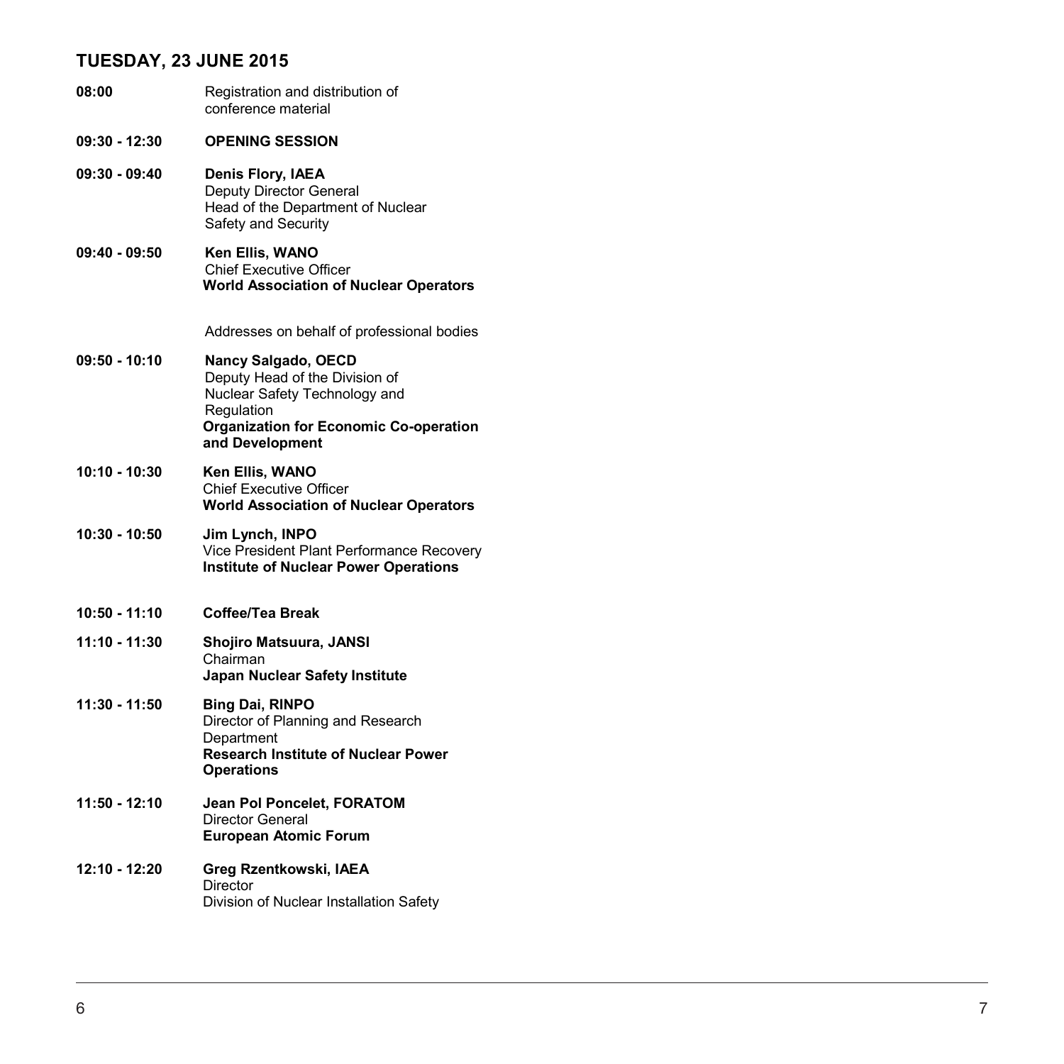## TUESDAY, 23 JUNE 2015

**08:00** Registration and distribution of conference material

**09:30 - 12:30** **OPENING SESSION**

**09:30 - 09:40** **Denis Flory, IAEA**
Deputy Director General
Head of the Department of Nuclear Safety and Security

**09:40 - 09:50** **Ken Ellis, WANO**
Chief Executive Officer
**World Association of Nuclear Operators**

Addresses on behalf of professional bodies

**09:50 - 10:10** **Nancy Salgado, OECD**
Deputy Head of the Division of Nuclear Safety Technology and Regulation
**Organization for Economic Co-operation and Development**

**10:10 - 10:30** **Ken Ellis, WANO**
Chief Executive Officer
**World Association of Nuclear Operators**

**10:30 - 10:50** **Jim Lynch, INPO**
Vice President Plant Performance Recovery
**Institute of Nuclear Power Operations**

**10:50 - 11:10** **Coffee/Tea Break**

**11:10 - 11:30** **Shojiro Matsuura, JANSI**
Chairman
**Japan Nuclear Safety Institute**

**11:30 - 11:50** **Bing Dai, RINPO**
Director of Planning and Research Department
**Research Institute of Nuclear Power Operations**

**11:50 - 12:10** **Jean Pol Poncelet, FORATOM**
Director General
**European Atomic Forum**

**12:10 - 12:20** **Greg Rzentkowski, IAEA**
Director
Division of Nuclear Installation Safety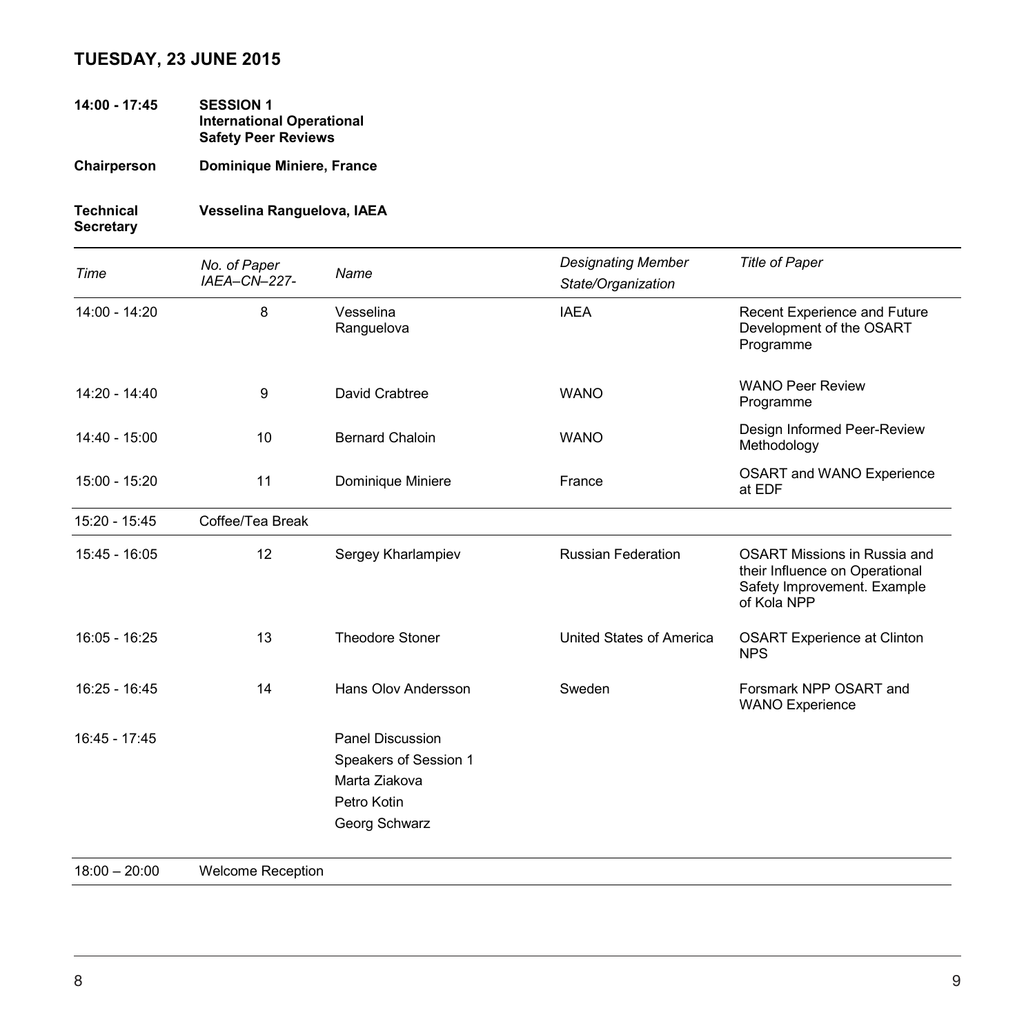## TUESDAY, 23 JUNE 2015

**14:00 - 17:45** **SESSION 1**
**International Operational Safety Peer Reviews**

**Chairperson** **Dominique Miniere, France**

**Technical Secretary** **Vesselina Ranguelova, IAEA**

| *Time* | *No. of Paper IAEA–CN–227-* | *Name* | *Designating Member State/Organization* | *Title of Paper* |
|---|---|---|---|---|
| 14:00 - 14:20 | 8 | Vesselina Ranguelova | IAEA | Recent Experience and Future Development of the OSART Programme |
| 14:20 - 14:40 | 9 | David Crabtree | WANO | WANO Peer Review Programme |
| 14:40 - 15:00 | 10 | Bernard Chaloin | WANO | Design Informed Peer-Review Methodology |
| 15:00 - 15:20 | 11 | Dominique Miniere | France | OSART and WANO Experience at EDF |
| 15:20 - 15:45 | Coffee/Tea Break | | | |
| 15:45 - 16:05 | 12 | Sergey Kharlampiev | Russian Federation | OSART Missions in Russia and their Influence on Operational Safety Improvement. Example of Kola NPP |
| 16:05 - 16:25 | 13 | Theodore Stoner | United States of America | OSART Experience at Clinton NPS |
| 16:25 - 16:45 | 14 | Hans Olov Andersson | Sweden | Forsmark NPP OSART and WANO Experience |
| 16:45 - 17:45 | | Panel Discussion<br>Speakers of Session 1<br>Marta Ziakova<br>Petro Kotin<br>Georg Schwarz | | |
| 18:00 – 20:00 | Welcome Reception | | | |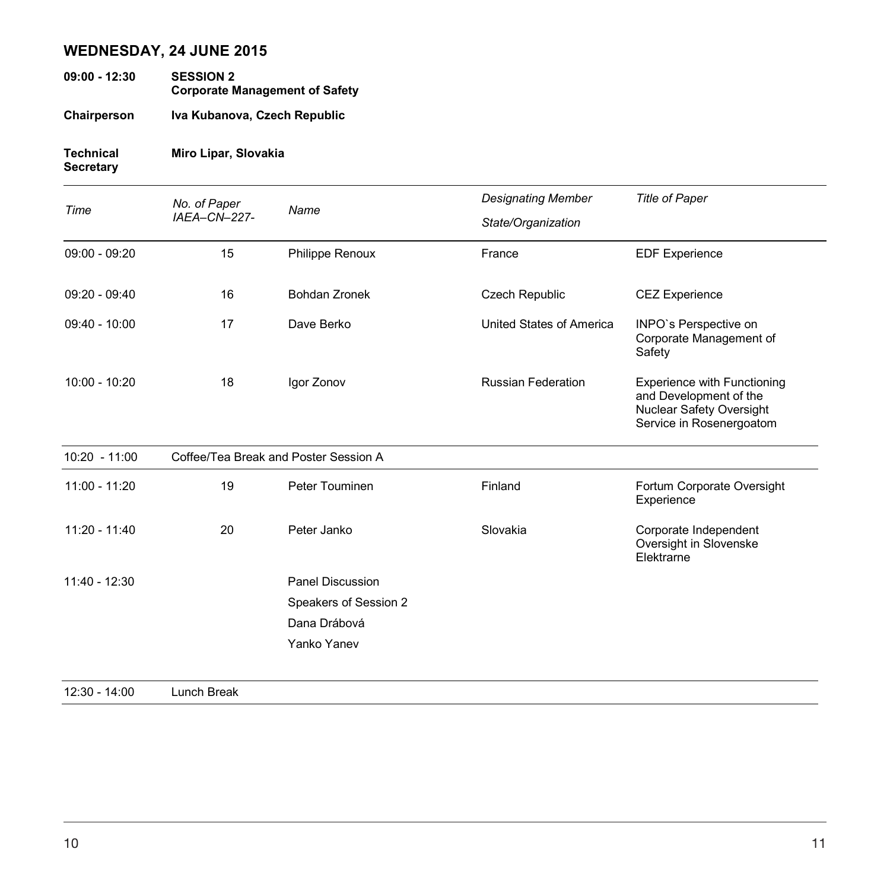## WEDNESDAY, 24 JUNE 2015

**09:00 - 12:30** **SESSION 2**
**Corporate Management of Safety**

**Chairperson** **Iva Kubanova, Czech Republic**

**Technical Secretary** **Miro Lipar, Slovakia**

| *Time* | *No. of Paper IAEA–CN–227-* | *Name* | *Designating Member State/Organization* | *Title of Paper* |
|---|---|---|---|---|
| 09:00 - 09:20 | 15 | Philippe Renoux | France | EDF Experience |
| 09:20 - 09:40 | 16 | Bohdan Zronek | Czech Republic | CEZ Experience |
| 09:40 - 10:00 | 17 | Dave Berko | United States of America | INPO`s Perspective on Corporate Management of Safety |
| 10:00 - 10:20 | 18 | Igor Zonov | Russian Federation | Experience with Functioning and Development of the Nuclear Safety Oversight Service in Rosenergoatom |
| 10:20 - 11:00 | Coffee/Tea Break and Poster Session A | | | |
| 11:00 - 11:20 | 19 | Peter Touminen | Finland | Fortum Corporate Oversight Experience |
| 11:20 - 11:40 | 20 | Peter Janko | Slovakia | Corporate Independent Oversight in Slovenske Elektrarne |
| 11:40 - 12:30 | | Panel Discussion<br>Speakers of Session 2<br>Dana Drábová<br>Yanko Yanev | | |
| 12:30 - 14:00 | Lunch Break | | | |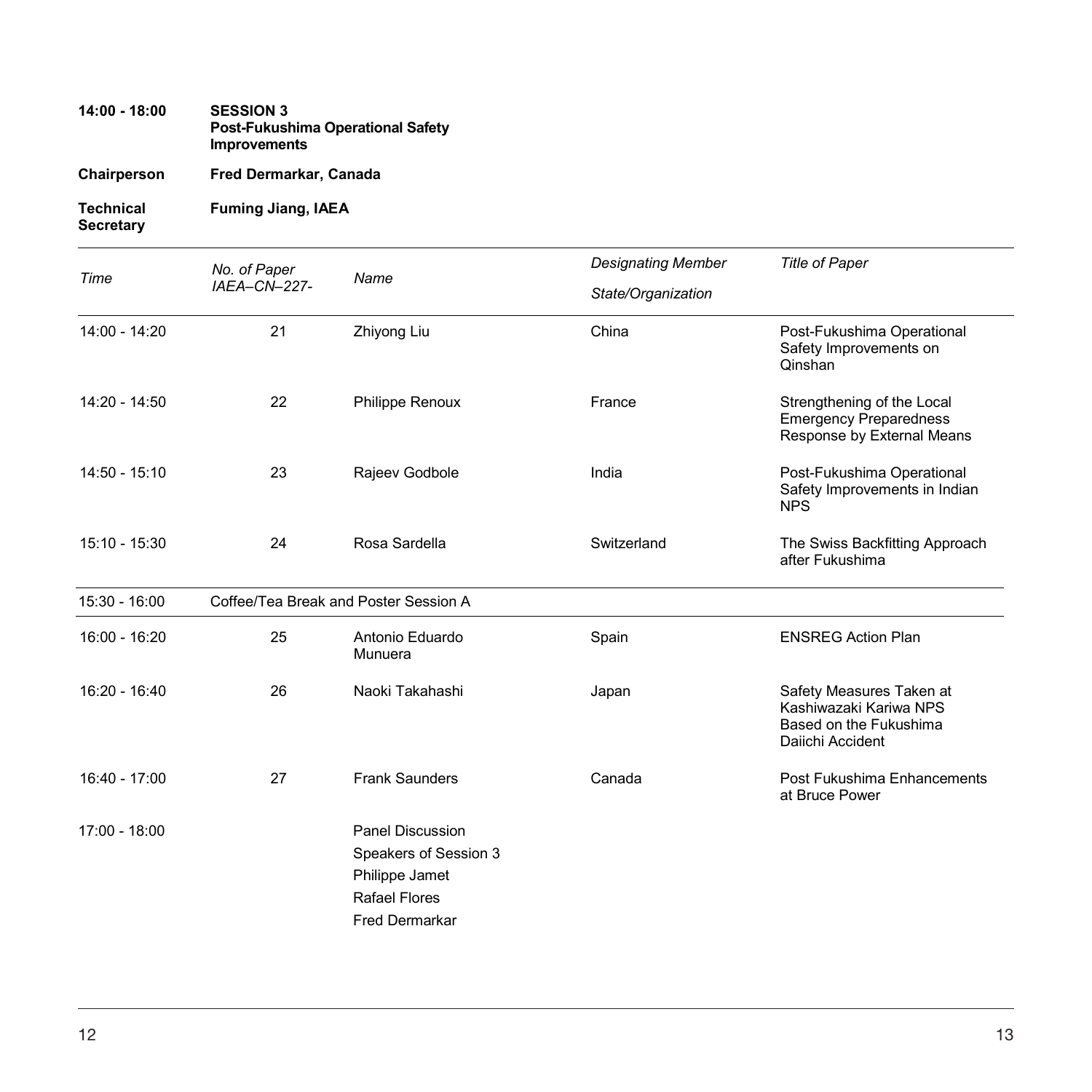**14:00 - 18:00** **SESSION 3**
**Post-Fukushima Operational Safety Improvements**

**Chairperson** **Fred Dermarkar, Canada**

**Technical Secretary** **Fuming Jiang, IAEA**

| *Time* | *No. of Paper IAEA–CN–227-* | *Name* | *Designating Member State/Organization* | *Title of Paper* |
|---|---|---|---|---|
| 14:00 - 14:20 | 21 | Zhiyong Liu | China | Post-Fukushima Operational Safety Improvements on Qinshan |
| 14:20 - 14:50 | 22 | Philippe Renoux | France | Strengthening of the Local Emergency Preparedness Response by External Means |
| 14:50 - 15:10 | 23 | Rajeev Godbole | India | Post-Fukushima Operational Safety Improvements in Indian NPS |
| 15:10 - 15:30 | 24 | Rosa Sardella | Switzerland | The Swiss Backfitting Approach after Fukushima |
| 15:30 - 16:00 | Coffee/Tea Break and Poster Session A | | | |
| 16:00 - 16:20 | 25 | Antonio Eduardo Munuera | Spain | ENSREG Action Plan |
| 16:20 - 16:40 | 26 | Naoki Takahashi | Japan | Safety Measures Taken at Kashiwazaki Kariwa NPS Based on the Fukushima Daiichi Accident |
| 16:40 - 17:00 | 27 | Frank Saunders | Canada | Post Fukushima Enhancements at Bruce Power |
| 17:00 - 18:00 | | Panel Discussion<br>Speakers of Session 3<br>Philippe Jamet<br>Rafael Flores<br>Fred Dermarkar | | |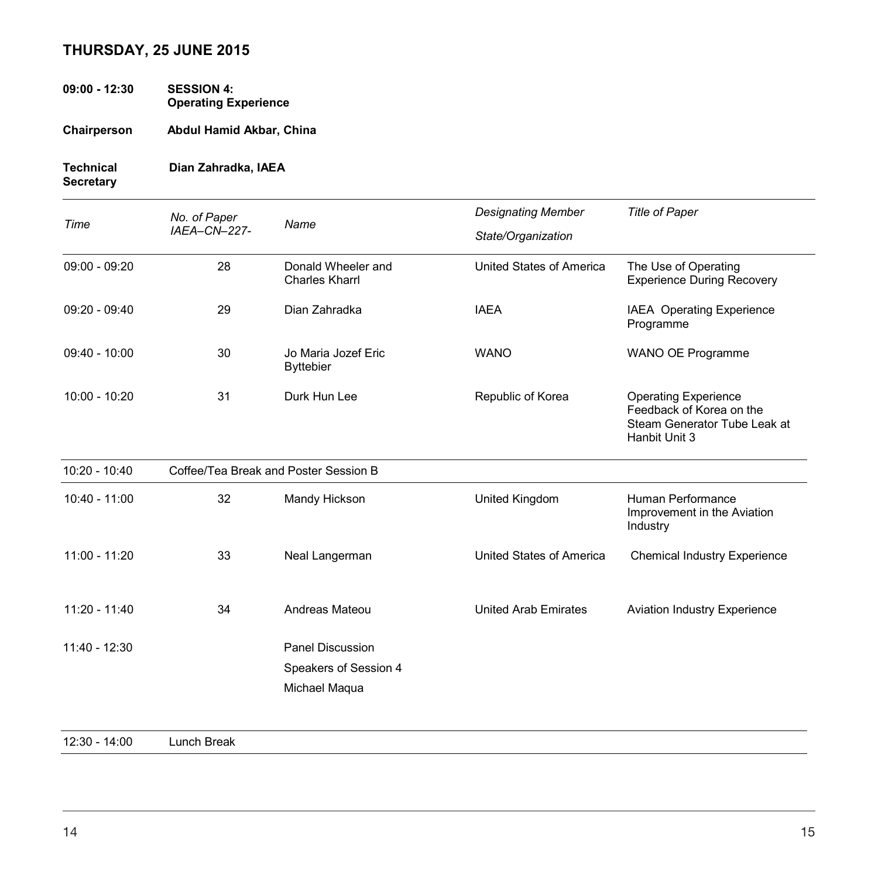## THURSDAY, 25 JUNE 2015

**09:00 - 12:30** **SESSION 4: Operating Experience**

**Chairperson** **Abdul Hamid Akbar, China**

**Technical Secretary** **Dian Zahradka, IAEA**

| *Time* | *No. of Paper IAEA–CN–227-* | *Name* | *Designating Member State/Organization* | *Title of Paper* |
|---|---|---|---|---|
| 09:00 - 09:20 | 28 | Donald Wheeler and Charles Kharrl | United States of America | The Use of Operating Experience During Recovery |
| 09:20 - 09:40 | 29 | Dian Zahradka | IAEA | IAEA Operating Experience Programme |
| 09:40 - 10:00 | 30 | Jo Maria Jozef Eric Byttebier | WANO | WANO OE Programme |
| 10:00 - 10:20 | 31 | Durk Hun Lee | Republic of Korea | Operating Experience Feedback of Korea on the Steam Generator Tube Leak at Hanbit Unit 3 |
| 10:20 - 10:40 | Coffee/Tea Break and Poster Session B | | | |
| 10:40 - 11:00 | 32 | Mandy Hickson | United Kingdom | Human Performance Improvement in the Aviation Industry |
| 11:00 - 11:20 | 33 | Neal Langerman | United States of America | Chemical Industry Experience |
| 11:20 - 11:40 | 34 | Andreas Mateou | United Arab Emirates | Aviation Industry Experience |
| 11:40 - 12:30 | | Panel Discussion<br>Speakers of Session 4<br>Michael Maqua | | |
| 12:30 - 14:00 | Lunch Break | | | |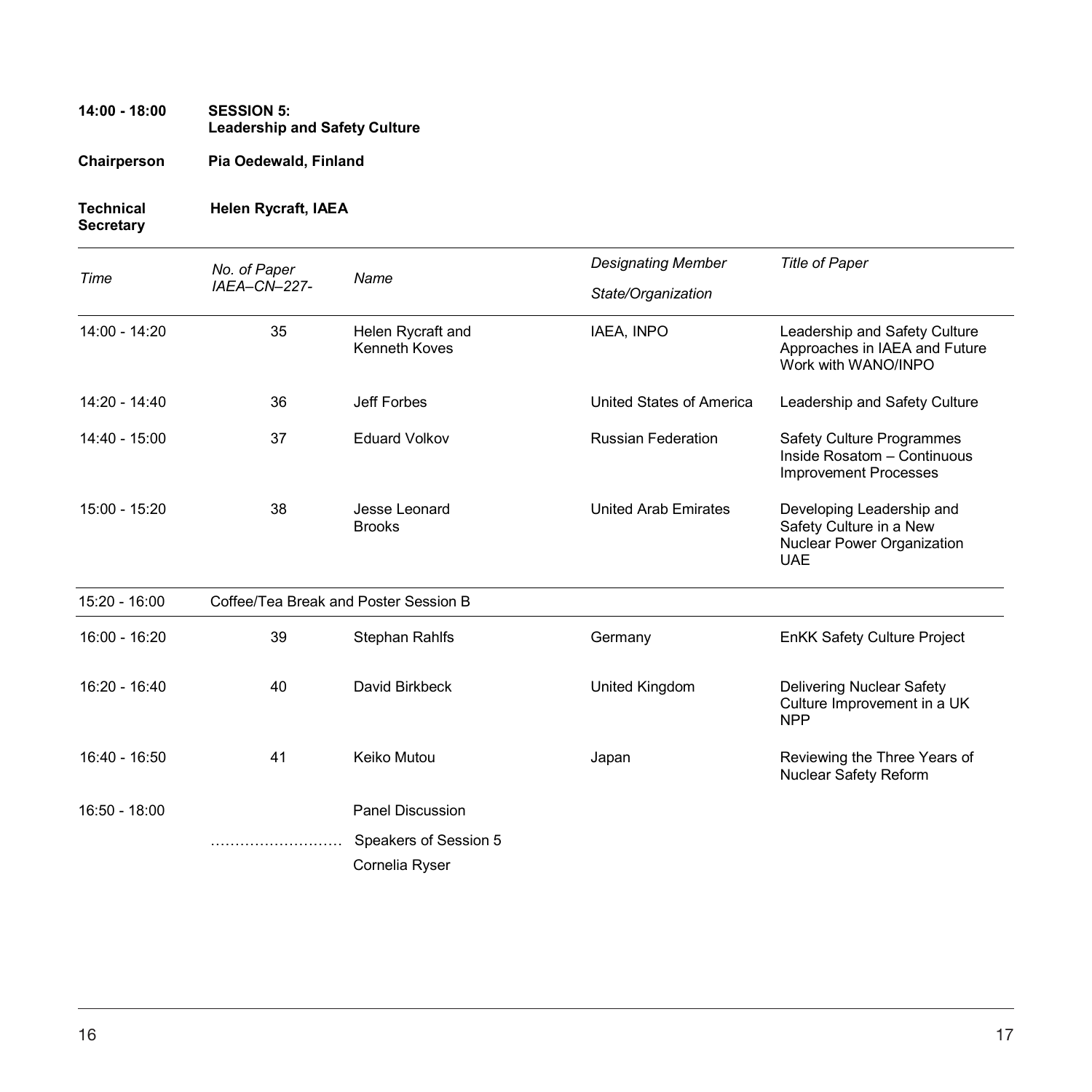**14:00 - 18:00** **SESSION 5:**
**Leadership and Safety Culture**

**Chairperson** **Pia Oedewald, Finland**

**Technical Secretary** **Helen Rycraft, IAEA**

| *Time* | *No. of Paper IAEA–CN–227-* | *Name* | *Designating Member State/Organization* | *Title of Paper* |
|---|---|---|---|---|
| 14:00 - 14:20 | 35 | Helen Rycraft and Kenneth Koves | IAEA, INPO | Leadership and Safety Culture Approaches in IAEA and Future Work with WANO/INPO |
| 14:20 - 14:40 | 36 | Jeff Forbes | United States of America | Leadership and Safety Culture |
| 14:40 - 15:00 | 37 | Eduard Volkov | Russian Federation | Safety Culture Programmes Inside Rosatom – Continuous Improvement Processes |
| 15:00 - 15:20 | 38 | Jesse Leonard Brooks | United Arab Emirates | Developing Leadership and Safety Culture in a New Nuclear Power Organization UAE |
| 15:20 - 16:00 | Coffee/Tea Break and Poster Session B | | | |
| 16:00 - 16:20 | 39 | Stephan Rahlfs | Germany | EnKK Safety Culture Project |
| 16:20 - 16:40 | 40 | David Birkbeck | United Kingdom | Delivering Nuclear Safety Culture Improvement in a UK NPP |
| 16:40 - 16:50 | 41 | Keiko Mutou | Japan | Reviewing the Three Years of Nuclear Safety Reform |
| 16:50 - 18:00 | | Panel Discussion | | |
| | ……………………… | Speakers of Session 5 | | |
| | | Cornelia Ryser | | |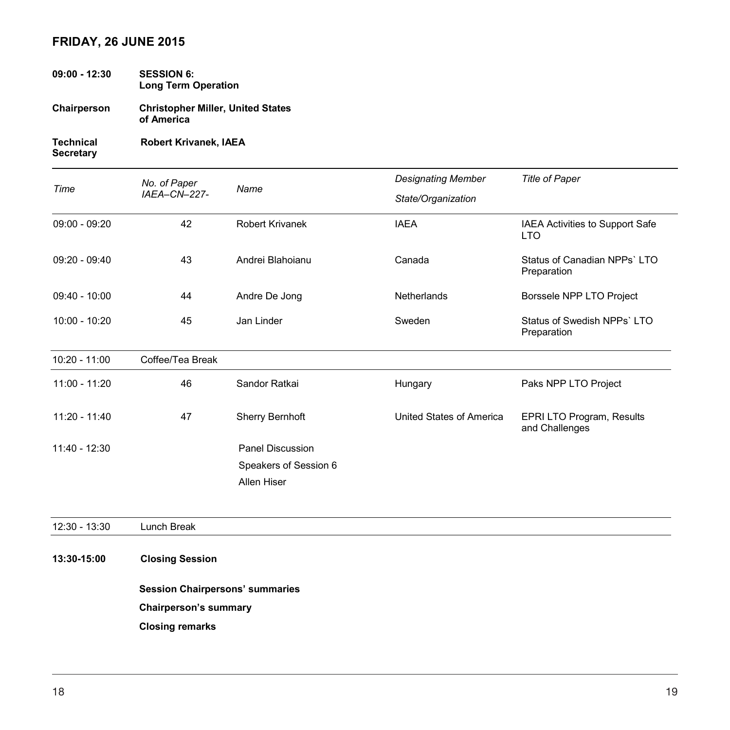## FRIDAY, 26 JUNE 2015

**09:00 - 12:30** **SESSION 6: Long Term Operation**

**Chairperson** **Christopher Miller, United States of America**

**Technical Secretary** **Robert Krivanek, IAEA**

| *Time* | *No. of Paper IAEA–CN–227-* | *Name* | *Designating Member State/Organization* | *Title of Paper* |
|---|---|---|---|---|
| 09:00 - 09:20 | 42 | Robert Krivanek | IAEA | IAEA Activities to Support Safe LTO |
| 09:20 - 09:40 | 43 | Andrei Blahoianu | Canada | Status of Canadian NPPs` LTO Preparation |
| 09:40 - 10:00 | 44 | Andre De Jong | Netherlands | Borssele NPP LTO Project |
| 10:00 - 10:20 | 45 | Jan Linder | Sweden | Status of Swedish NPPs` LTO Preparation |
| 10:20 - 11:00 | Coffee/Tea Break | | | |
| 11:00 - 11:20 | 46 | Sandor Ratkai | Hungary | Paks NPP LTO Project |
| 11:20 - 11:40 | 47 | Sherry Bernhoft | United States of America | EPRI LTO Program, Results and Challenges |
| 11:40 - 12:30 | | Panel Discussion<br>Speakers of Session 6<br>Allen Hiser | | |
| 12:30 - 13:30 | Lunch Break | | | |

**13:30-15:00** **Closing Session**

**Session Chairpersons' summaries**

**Chairperson's summary**

**Closing remarks**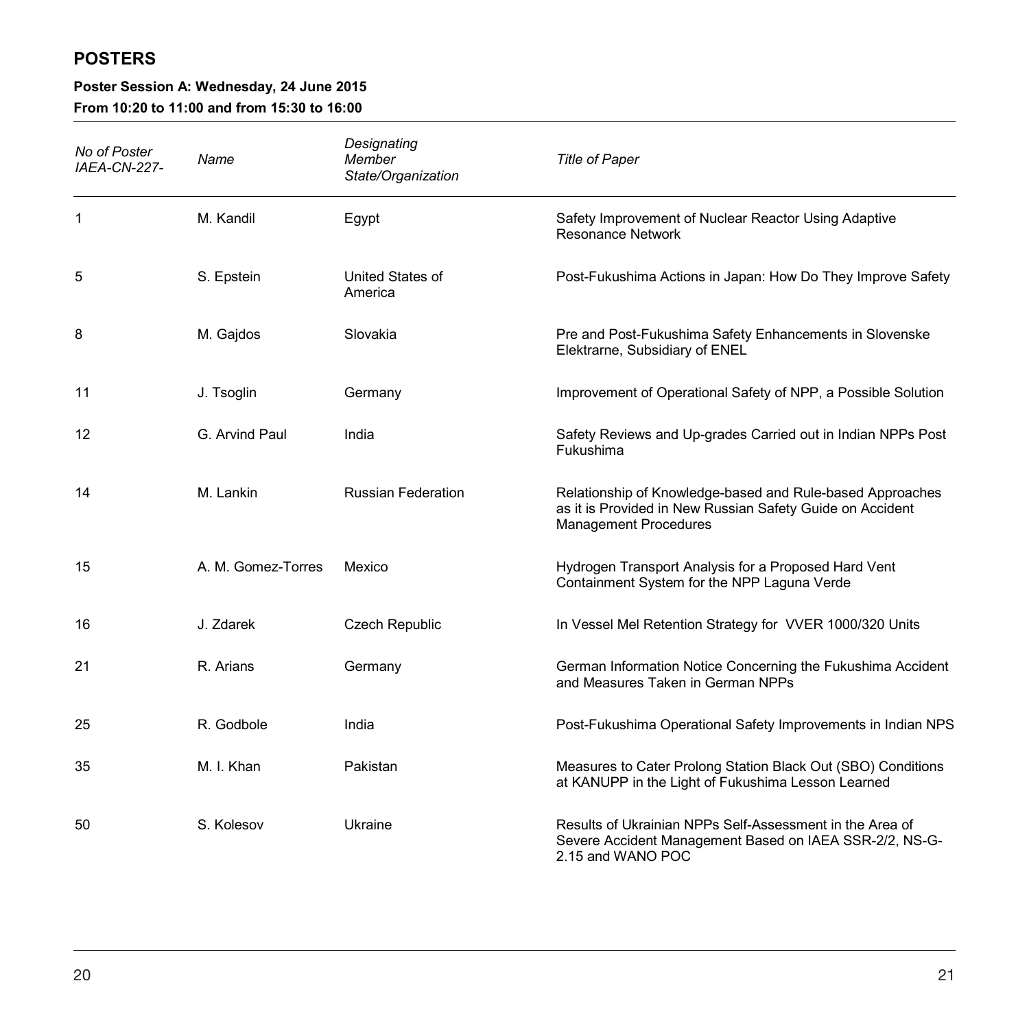## POSTERS

**Poster Session A: Wednesday, 24 June 2015**
**From 10:20 to 11:00 and from 15:30 to 16:00**

| *No of Poster IAEA-CN-227-* | *Name* | *Designating Member State/Organization* | *Title of Paper* |
|---|---|---|---|
| 1 | M. Kandil | Egypt | Safety Improvement of Nuclear Reactor Using Adaptive Resonance Network |
| 5 | S. Epstein | United States of America | Post-Fukushima Actions in Japan: How Do They Improve Safety |
| 8 | M. Gajdos | Slovakia | Pre and Post-Fukushima Safety Enhancements in Slovenske Elektrarne, Subsidiary of ENEL |
| 11 | J. Tsoglin | Germany | Improvement of Operational Safety of NPP, a Possible Solution |
| 12 | G. Arvind Paul | India | Safety Reviews and Up-grades Carried out in Indian NPPs Post Fukushima |
| 14 | M. Lankin | Russian Federation | Relationship of Knowledge-based and Rule-based Approaches as it is Provided in New Russian Safety Guide on Accident Management Procedures |
| 15 | A. M. Gomez-Torres | Mexico | Hydrogen Transport Analysis for a Proposed Hard Vent Containment System for the NPP Laguna Verde |
| 16 | J. Zdarek | Czech Republic | In Vessel Mel Retention Strategy for VVER 1000/320 Units |
| 21 | R. Arians | Germany | German Information Notice Concerning the Fukushima Accident and Measures Taken in German NPPs |
| 25 | R. Godbole | India | Post-Fukushima Operational Safety Improvements in Indian NPS |
| 35 | M. I. Khan | Pakistan | Measures to Cater Prolong Station Black Out (SBO) Conditions at KANUPP in the Light of Fukushima Lesson Learned |
| 50 | S. Kolesov | Ukraine | Results of Ukrainian NPPs Self-Assessment in the Area of Severe Accident Management Based on IAEA SSR-2/2, NS-G-2.15 and WANO POC |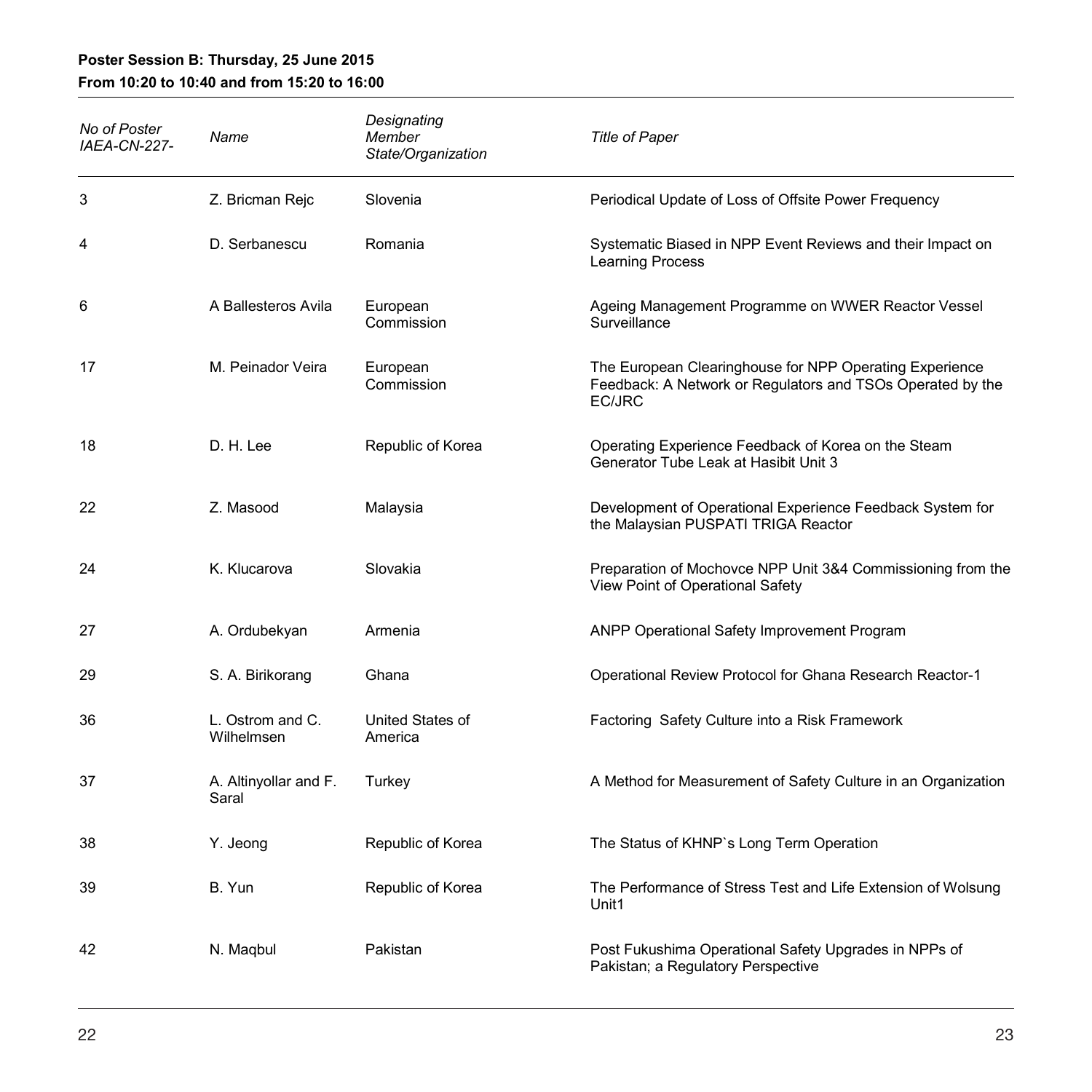**Poster Session B: Thursday, 25 June 2015**
**From 10:20 to 10:40 and from 15:20 to 16:00**

| *No of Poster IAEA-CN-227-* | *Name* | *Designating Member State/Organization* | *Title of Paper* |
|---|---|---|---|
| 3 | Z. Bricman Rejc | Slovenia | Periodical Update of Loss of Offsite Power Frequency |
| 4 | D. Serbanescu | Romania | Systematic Biased in NPP Event Reviews and their Impact on Learning Process |
| 6 | A Ballesteros Avila | European Commission | Ageing Management Programme on WWER Reactor Vessel Surveillance |
| 17 | M. Peinador Veira | European Commission | The European Clearinghouse for NPP Operating Experience Feedback: A Network or Regulators and TSOs Operated by the EC/JRC |
| 18 | D. H. Lee | Republic of Korea | Operating Experience Feedback of Korea on the Steam Generator Tube Leak at Hasibit Unit 3 |
| 22 | Z. Masood | Malaysia | Development of Operational Experience Feedback System for the Malaysian PUSPATI TRIGA Reactor |
| 24 | K. Klucarova | Slovakia | Preparation of Mochovce NPP Unit 3&4 Commissioning from the View Point of Operational Safety |
| 27 | A. Ordubekyan | Armenia | ANPP Operational Safety Improvement Program |
| 29 | S. A. Birikorang | Ghana | Operational Review Protocol for Ghana Research Reactor-1 |
| 36 | L. Ostrom and C. Wilhelmsen | United States of America | Factoring  Safety Culture into a Risk Framework |
| 37 | A. Altinyollar and F. Saral | Turkey | A Method for Measurement of Safety Culture in an Organization |
| 38 | Y. Jeong | Republic of Korea | The Status of KHNP`s Long Term Operation |
| 39 | B. Yun | Republic of Korea | The Performance of Stress Test and Life Extension of Wolsung Unit1 |
| 42 | N. Maqbul | Pakistan | Post Fukushima Operational Safety Upgrades in NPPs of Pakistan; a Regulatory Perspective |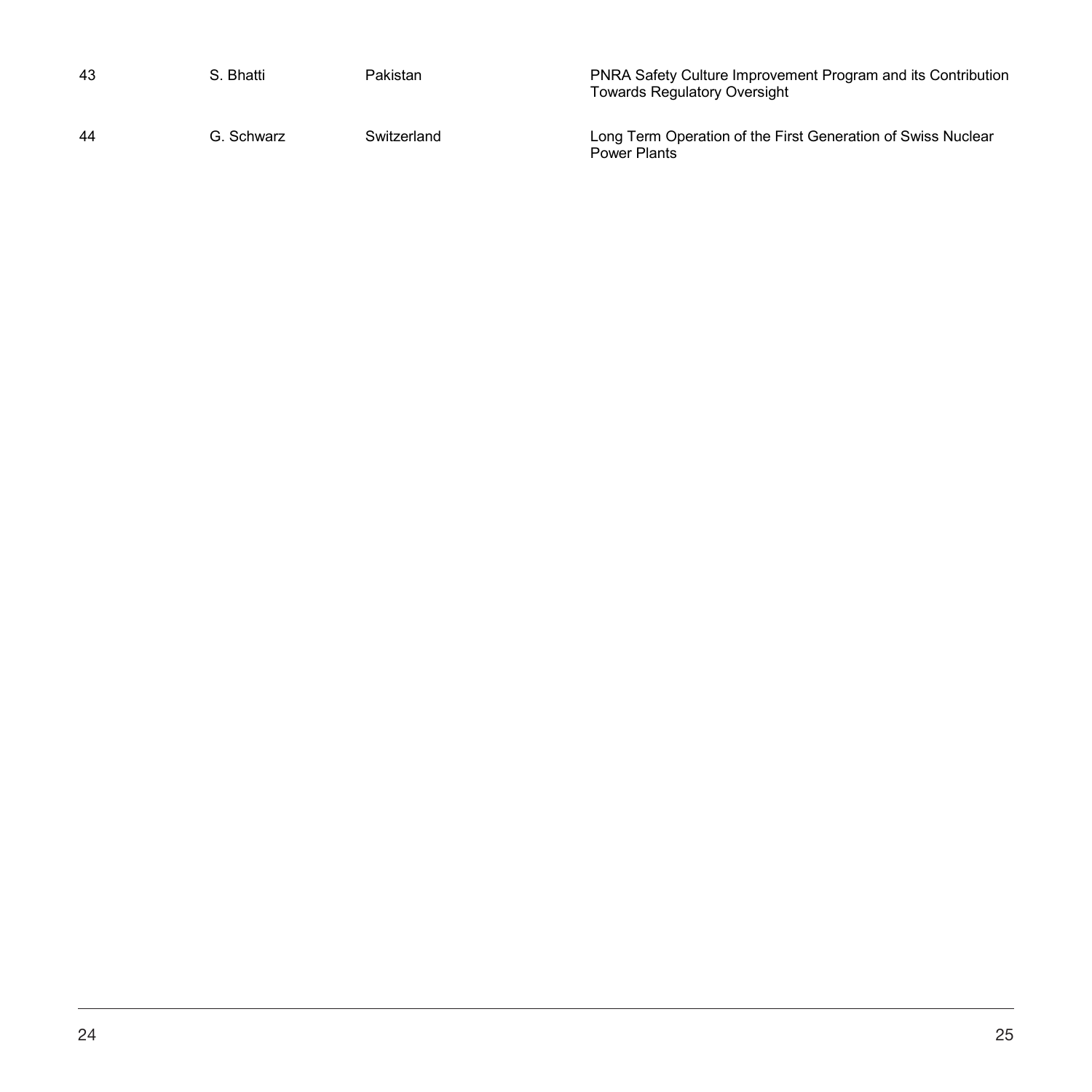| | | | |
|---|---|---|---|
| 43 | S. Bhatti | Pakistan | PNRA Safety Culture Improvement Program and its Contribution Towards Regulatory Oversight |
| 44 | G. Schwarz | Switzerland | Long Term Operation of the First Generation of Swiss Nuclear Power Plants |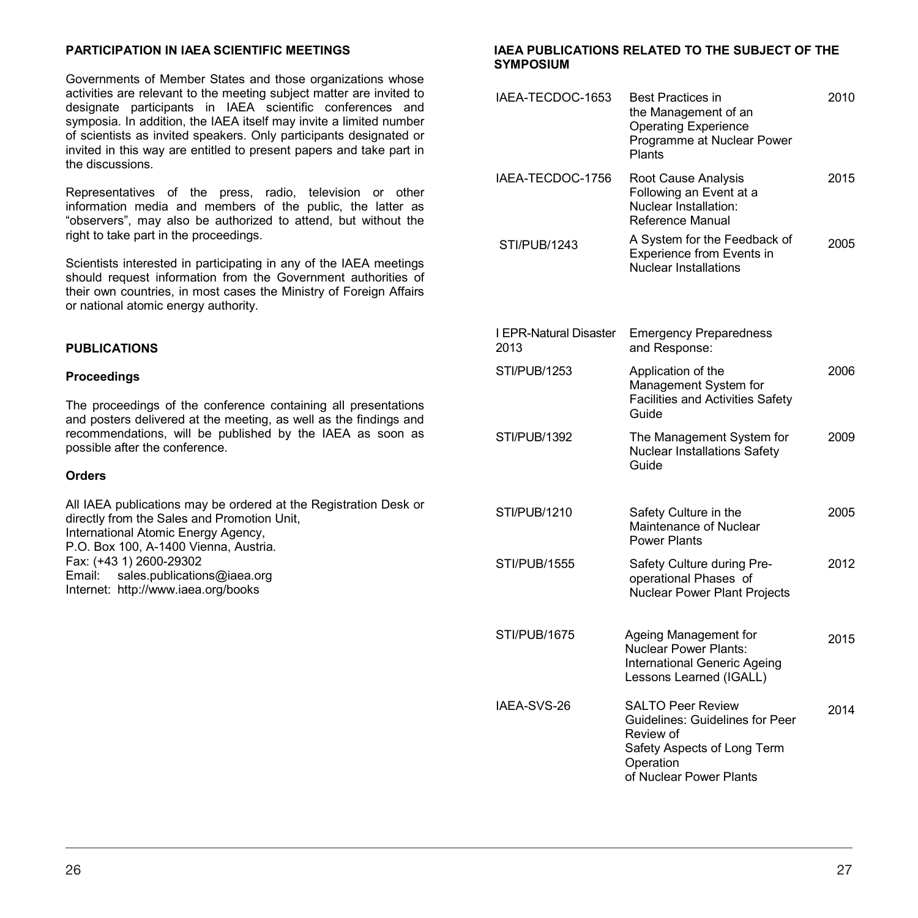## PARTICIPATION IN IAEA SCIENTIFIC MEETINGS

Governments of Member States and those organizations whose activities are relevant to the meeting subject matter are invited to designate participants in IAEA scientific conferences and symposia. In addition, the IAEA itself may invite a limited number of scientists as invited speakers. Only participants designated or invited in this way are entitled to present papers and take part in the discussions.

Representatives of the press, radio, television or other information media and members of the public, the latter as "observers", may also be authorized to attend, but without the right to take part in the proceedings.

Scientists interested in participating in any of the IAEA meetings should request information from the Government authorities of their own countries, in most cases the Ministry of Foreign Affairs or national atomic energy authority.

## PUBLICATIONS

### Proceedings

The proceedings of the conference containing all presentations and posters delivered at the meeting, as well as the findings and recommendations, will be published by the IAEA as soon as possible after the conference.

### Orders

All IAEA publications may be ordered at the Registration Desk or directly from the Sales and Promotion Unit,
International Atomic Energy Agency,
P.O. Box 100, A-1400 Vienna, Austria.
Fax: (+43 1) 2600-29302
Email: sales.publications@iaea.org
Internet: http://www.iaea.org/books

## IAEA PUBLICATIONS RELATED TO THE SUBJECT OF THE SYMPOSIUM

| | | |
|---|---|---|
| IAEA-TECDOC-1653 | Best Practices in the Management of an Operating Experience Programme at Nuclear Power Plants | 2010 |
| IAEA-TECDOC-1756 | Root Cause Analysis Following an Event at a Nuclear Installation: Reference Manual | 2015 |
| STI/PUB/1243 | A System for the Feedback of Experience from Events in Nuclear Installations | 2005 |
| I EPR-Natural Disaster 2013 | Emergency Preparedness and Response: | |
| STI/PUB/1253 | Application of the Management System for Facilities and Activities Safety Guide | 2006 |
| STI/PUB/1392 | The Management System for Nuclear Installations Safety Guide | 2009 |
| STI/PUB/1210 | Safety Culture in the Maintenance of Nuclear Power Plants | 2005 |
| STI/PUB/1555 | Safety Culture during Pre-operational Phases of Nuclear Power Plant Projects | 2012 |
| STI/PUB/1675 | Ageing Management for Nuclear Power Plants: International Generic Ageing Lessons Learned (IGALL) | 2015 |
| IAEA-SVS-26 | SALTO Peer Review Guidelines: Guidelines for Peer Review of Safety Aspects of Long Term Operation of Nuclear Power Plants | 2014 |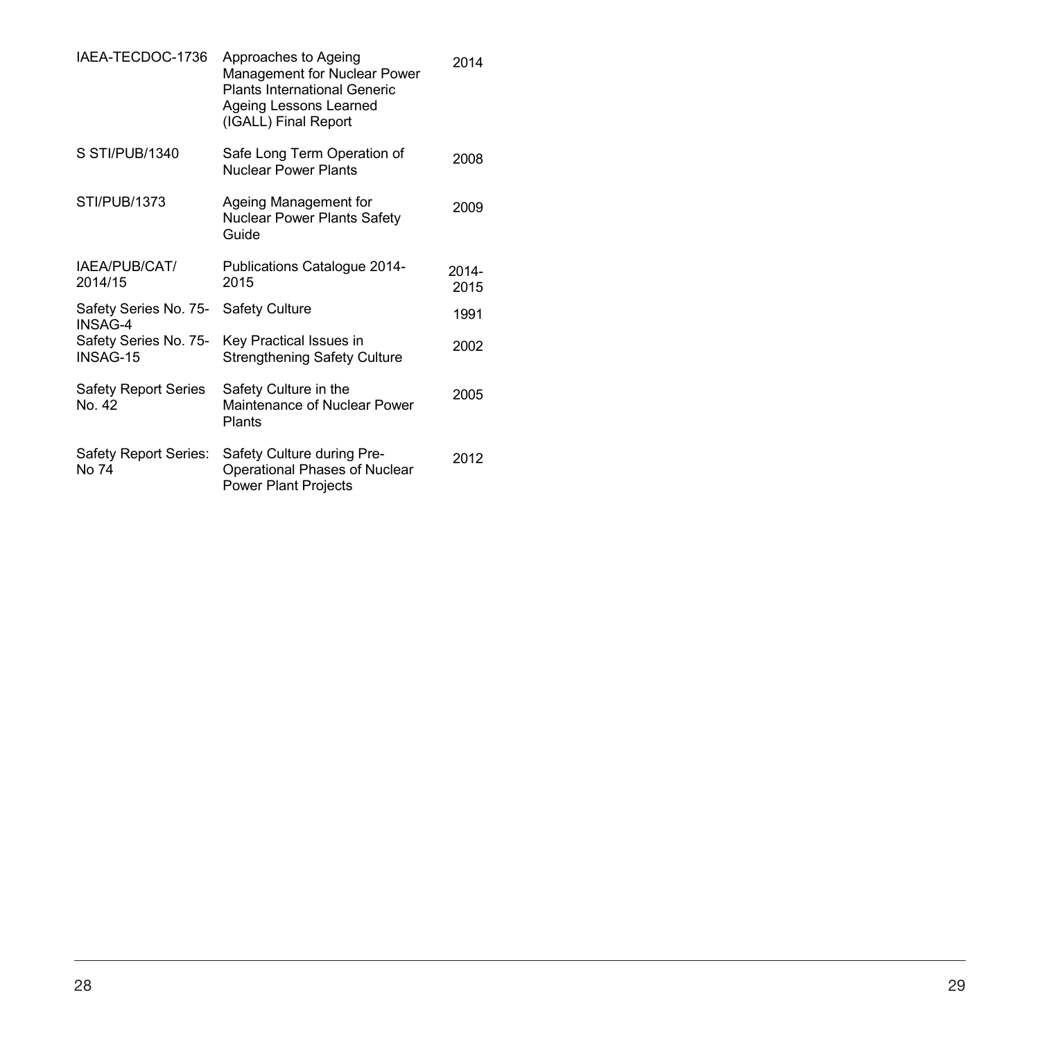| | | |
|---|---|---|
| IAEA-TECDOC-1736 | Approaches to Ageing Management for Nuclear Power Plants International Generic Ageing Lessons Learned (IGALL) Final Report | 2014 |
| S STI/PUB/1340 | Safe Long Term Operation of Nuclear Power Plants | 2008 |
| STI/PUB/1373 | Ageing Management for Nuclear Power Plants Safety Guide | 2009 |
| IAEA/PUB/CAT/ 2014/15 | Publications Catalogue 2014-2015 | 2014-2015 |
| Safety Series No. 75-INSAG-4 | Safety Culture | 1991 |
| Safety Series No. 75-INSAG-15 | Key Practical Issues in Strengthening Safety Culture | 2002 |
| Safety Report Series No. 42 | Safety Culture in the Maintenance of Nuclear Power Plants | 2005 |
| Safety Report Series: No 74 | Safety Culture during Pre-Operational Phases of Nuclear Power Plant Projects | 2012 |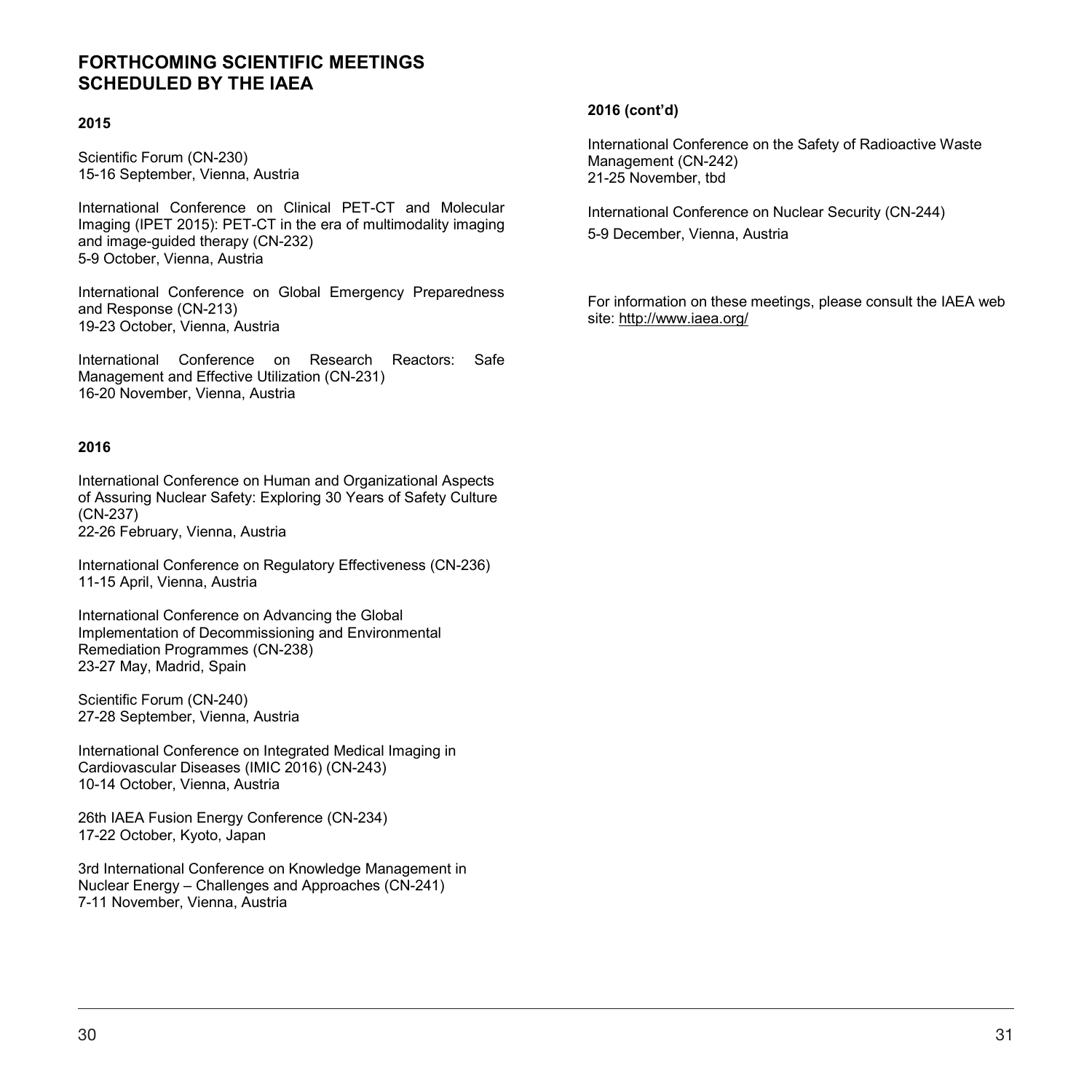## FORTHCOMING SCIENTIFIC MEETINGS SCHEDULED BY THE IAEA

### 2015

Scientific Forum (CN-230)
15-16 September, Vienna, Austria

International Conference on Clinical PET-CT and Molecular Imaging (IPET 2015): PET-CT in the era of multimodality imaging and image-guided therapy (CN-232)
5-9 October, Vienna, Austria

International Conference on Global Emergency Preparedness and Response (CN-213)
19-23 October, Vienna, Austria

International Conference on Research Reactors: Safe Management and Effective Utilization (CN-231)
16-20 November, Vienna, Austria

### 2016

International Conference on Human and Organizational Aspects of Assuring Nuclear Safety: Exploring 30 Years of Safety Culture (CN-237)
22-26 February, Vienna, Austria

International Conference on Regulatory Effectiveness (CN-236)
11-15 April, Vienna, Austria

International Conference on Advancing the Global Implementation of Decommissioning and Environmental Remediation Programmes (CN-238)
23-27 May, Madrid, Spain

Scientific Forum (CN-240)
27-28 September, Vienna, Austria

International Conference on Integrated Medical Imaging in Cardiovascular Diseases (IMIC 2016) (CN-243)
10-14 October, Vienna, Austria

26th IAEA Fusion Energy Conference (CN-234)
17-22 October, Kyoto, Japan

3rd International Conference on Knowledge Management in Nuclear Energy – Challenges and Approaches (CN-241)
7-11 November, Vienna, Austria

### 2016 (cont'd)

International Conference on the Safety of Radioactive Waste Management (CN-242)
21-25 November, tbd

International Conference on Nuclear Security (CN-244)
5-9 December, Vienna, Austria

For information on these meetings, please consult the IAEA web site: http://www.iaea.org/